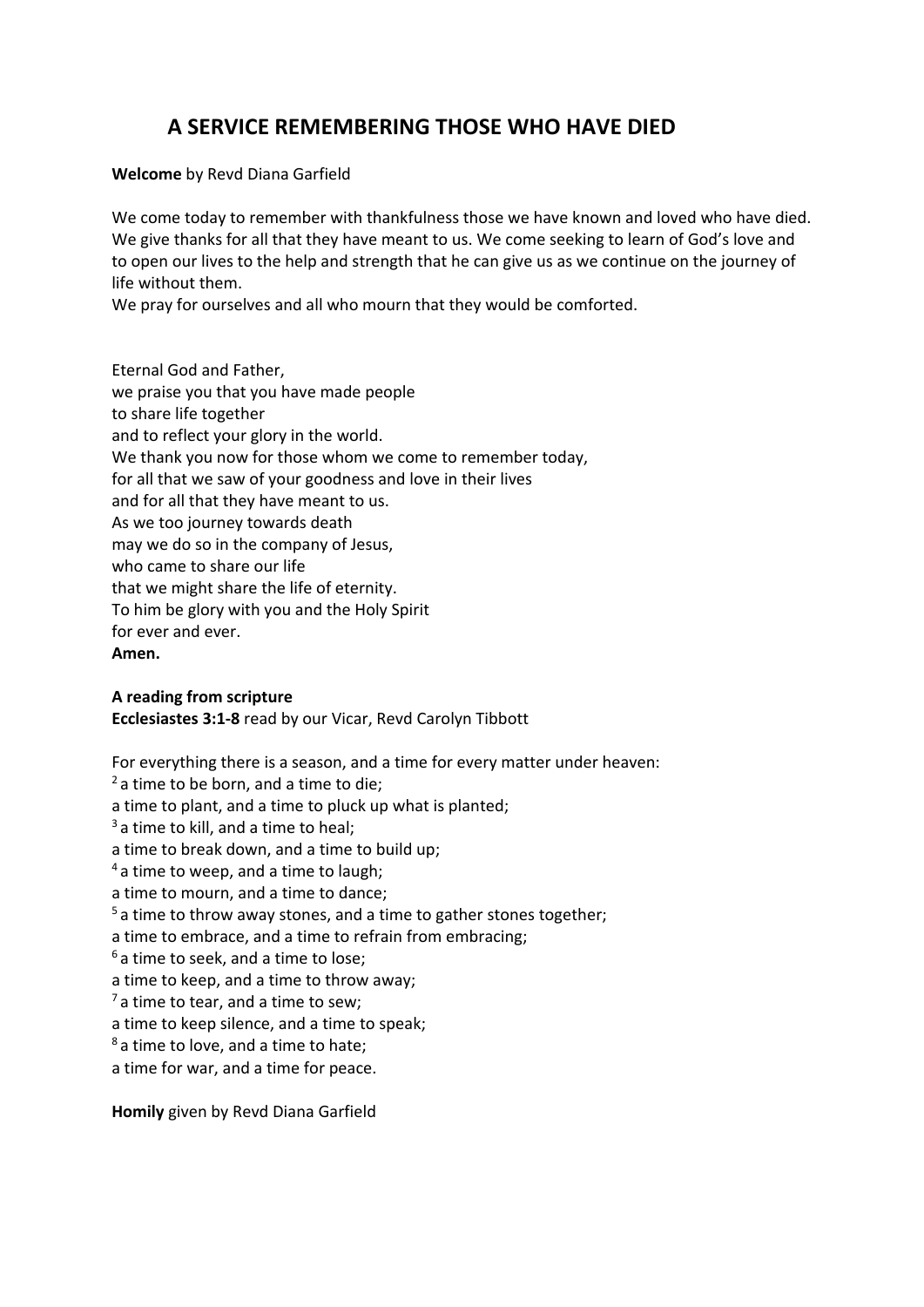# A SERVICE REMEMBERING THOSE WHO HAVE DIED

**Welcome** by Revd Diana Garfield

We come today to remember with thankfulness those we have known and loved who have died. We give thanks for all that they have meant to us. We come seeking to learn of God's love and to open our lives to the help and strength that he can give us as we continue on the journey of life without them.  
We pray for ourselves and all who mourn that they would be comforted.

Eternal God and Father,  
we praise you that you have made people  
to share life together  
and to reflect your glory in the world.  
We thank you now for those whom we come to remember today,  
for all that we saw of your goodness and love in their lives  
and for all that they have meant to us.  
As we too journey towards death  
may we do so in the company of Jesus,  
who came to share our life  
that we might share the life of eternity.  
To him be glory with you and the Holy Spirit  
for ever and ever.  
**Amen.**

**A reading from scripture**  
**Ecclesiastes 3:1-8** read by our Vicar, Revd Carolyn Tibbott

For everything there is a season, and a time for every matter under heaven:  
[2] a time to be born, and a time to die;  
a time to plant, and a time to pluck up what is planted;  
[3] a time to kill, and a time to heal;  
a time to break down, and a time to build up;  
[4] a time to weep, and a time to laugh;  
a time to mourn, and a time to dance;  
[5] a time to throw away stones, and a time to gather stones together;  
a time to embrace, and a time to refrain from embracing;  
[6] a time to seek, and a time to lose;  
a time to keep, and a time to throw away;  
[7] a time to tear, and a time to sew;  
a time to keep silence, and a time to speak;  
[8] a time to love, and a time to hate;  
a time for war, and a time for peace.

**Homily** given by Revd Diana Garfield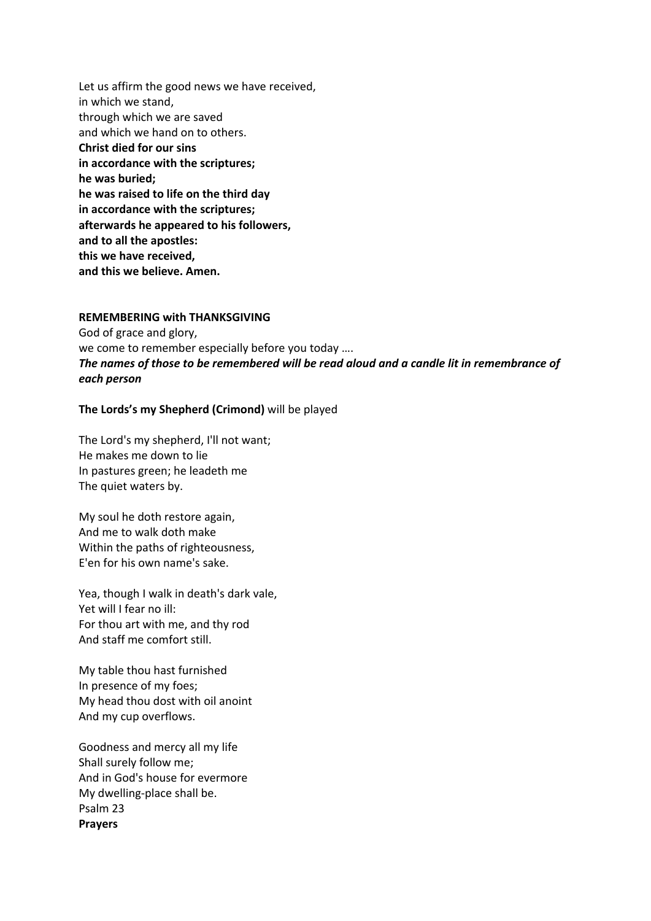Let us affirm the good news we have received,
in which we stand,
through which we are saved
and which we hand on to others.
**Christ died for our sins**
**in accordance with the scriptures;**
**he was buried;**
**he was raised to life on the third day**
**in accordance with the scriptures;**
**afterwards he appeared to his followers,**
**and to all the apostles:**
**this we have received,**
**and this we believe. Amen.**

**REMEMBERING with THANKSGIVING**

God of grace and glory,
we come to remember especially before you today ….
***The names of those to be remembered will be read aloud and a candle lit in remembrance of each person***

**The Lords's my Shepherd (Crimond)** will be played

The Lord's my shepherd, I'll not want;
He makes me down to lie
In pastures green; he leadeth me
The quiet waters by.

My soul he doth restore again,
And me to walk doth make
Within the paths of righteousness,
E'en for his own name's sake.

Yea, though I walk in death's dark vale,
Yet will I fear no ill:
For thou art with me, and thy rod
And staff me comfort still.

My table thou hast furnished
In presence of my foes;
My head thou dost with oil anoint
And my cup overflows.

Goodness and mercy all my life
Shall surely follow me;
And in God's house for evermore
My dwelling-place shall be.
Psalm 23

**Prayers**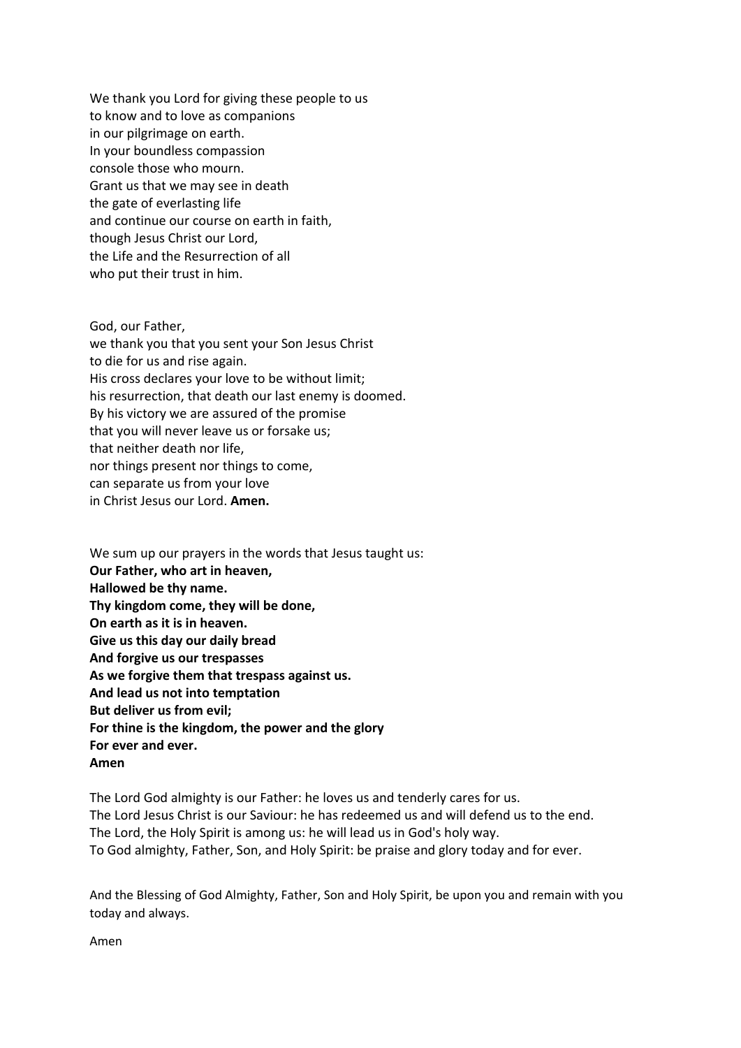We thank you Lord for giving these people to us
to know and to love as companions
in our pilgrimage on earth.
In your boundless compassion
console those who mourn.
Grant us that we may see in death
the gate of everlasting life
and continue our course on earth in faith,
though Jesus Christ our Lord,
the Life and the Resurrection of all
who put their trust in him.

God, our Father,
we thank you that you sent your Son Jesus Christ
to die for us and rise again.
His cross declares your love to be without limit;
his resurrection, that death our last enemy is doomed.
By his victory we are assured of the promise
that you will never leave us or forsake us;
that neither death nor life,
nor things present nor things to come,
can separate us from your love
in Christ Jesus our Lord. **Amen.**

We sum up our prayers in the words that Jesus taught us:
**Our Father, who art in heaven,**
**Hallowed be thy name.**
**Thy kingdom come, they will be done,**
**On earth as it is in heaven.**
**Give us this day our daily bread**
**And forgive us our trespasses**
**As we forgive them that trespass against us.**
**And lead us not into temptation**
**But deliver us from evil;**
**For thine is the kingdom, the power and the glory**
**For ever and ever.**
**Amen**

The Lord God almighty is our Father: he loves us and tenderly cares for us.
The Lord Jesus Christ is our Saviour: he has redeemed us and will defend us to the end.
The Lord, the Holy Spirit is among us: he will lead us in God's holy way.
To God almighty, Father, Son, and Holy Spirit: be praise and glory today and for ever.

And the Blessing of God Almighty, Father, Son and Holy Spirit, be upon you and remain with you today and always.

Amen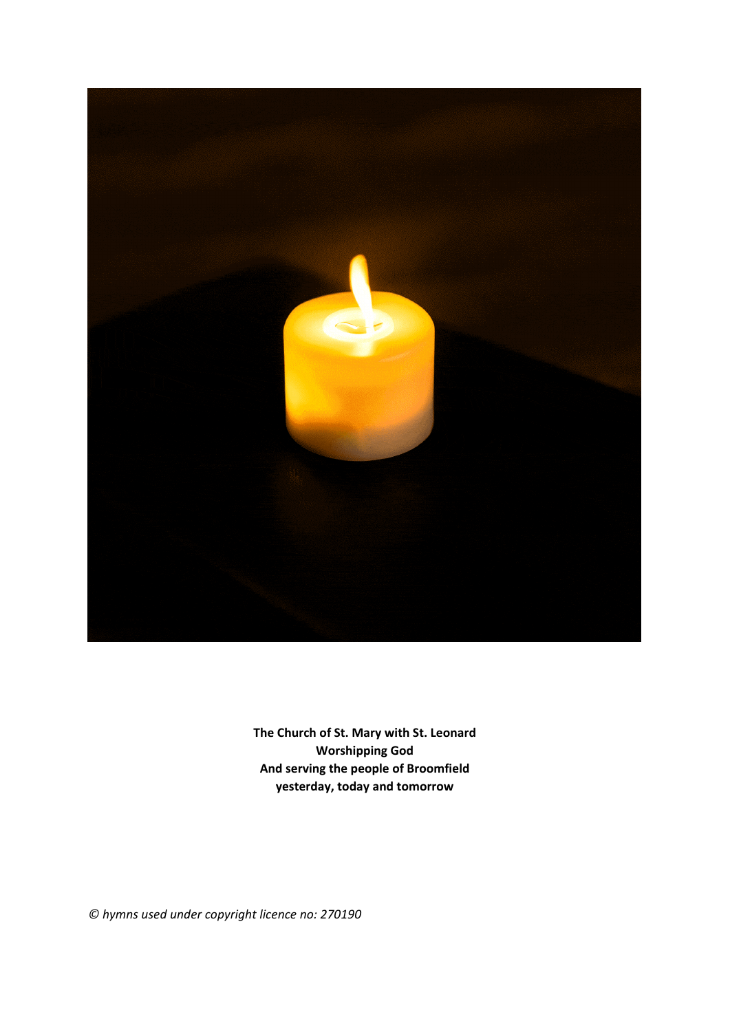**The Church of St. Mary with St. Leonard**
**Worshipping God**
**And serving the people of Broomfield**
**yesterday, today and tomorrow**

*© hymns used under copyright licence no: 270190*